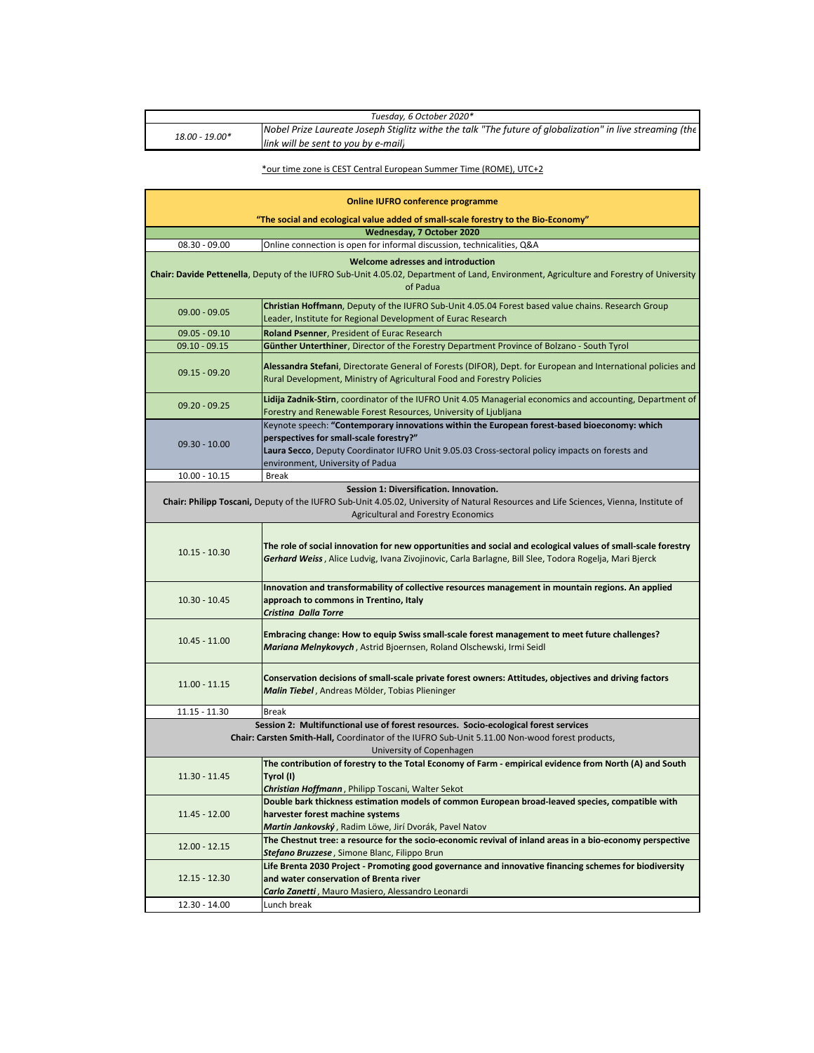| *Tuesday, 6 October 2020** | |
|---|---|
| *18.00 - 19.00** | *Nobel Prize Laureate Joseph Stiglitz withe the talk "The future of globalization" in live streaming (the link will be sent to you by e-mail)* |

*our time zone is CEST Central European Summer Time (ROME), UTC+2

| **Online IUFRO conference programme** | |
|---|---|
| **"The social and ecological value added of small-scale forestry to the Bio-Economy"** | |
| **Wednesday, 7 October 2020** | |
| 08.30 - 09.00 | Online connection is open for informal discussion, technicalities, Q&A |
| **Welcome adresses and introduction**<br>**Chair: Davide Pettenella**, Deputy of the IUFRO Sub-Unit 4.05.02, Department of Land, Environment, Agriculture and Forestry of University of Padua | |
| 09.00 - 09.05 | **Christian Hoffmann**, Deputy of the IUFRO Sub-Unit 4.05.04 Forest based value chains. Research Group Leader, Institute for Regional Development of Eurac Research |
| 09.05 - 09.10 | **Roland Psenner**, President of Eurac Research |
| 09.10 - 09.15 | **Günther Unterthiner**, Director of the Forestry Department Province of Bolzano - South Tyrol |
| 09.15 - 09.20 | **Alessandra Stefani**, Directorate General of Forests (DIFOR), Dept. for European and International policies and Rural Development, Ministry of Agricultural Food and Forestry Policies |
| 09.20 - 09.25 | **Lidija Zadnik-Stirn**, coordinator of the IUFRO Unit 4.05 Managerial economics and accounting, Department of Forestry and Renewable Forest Resources, University of Ljubljana |
| 09.30 - 10.00 | Keynote speech: **"Contemporary innovations within the European forest-based bioeconomy: which perspectives for small-scale forestry?"**<br>**Laura Secco**, Deputy Coordinator IUFRO Unit 9.05.03 Cross-sectoral policy impacts on forests and environment, University of Padua |
| 10.00 - 10.15 | Break |
| **Session 1: Diversification. Innovation.**<br>**Chair: Philipp Toscani,** Deputy of the IUFRO Sub-Unit 4.05.02, University of Natural Resources and Life Sciences, Vienna, Institute of Agricultural and Forestry Economics | |
| 10.15 - 10.30 | **The role of social innovation for new opportunities and social and ecological values of small-scale forestry**<br>***Gerhard Weiss***, Alice Ludvig, Ivana Zivojinovic, Carla Barlagne, Bill Slee, Todora Rogelja, Mari Bjerck |
| 10.30 - 10.45 | **Innovation and transformability of collective resources management in mountain regions. An applied approach to commons in Trentino, Italy**<br>***Cristina Dalla Torre*** |
| 10.45 - 11.00 | **Embracing change: How to equip Swiss small-scale forest management to meet future challenges?**<br>***Mariana Melnykovych***, Astrid Bjoernsen, Roland Olschewski, Irmi Seidl |
| 11.00 - 11.15 | **Conservation decisions of small-scale private forest owners: Attitudes, objectives and driving factors**<br>***Malin Tiebel***, Andreas Mölder, Tobias Plieninger |
| 11.15 - 11.30 | Break |
| **Session 2: Multifunctional use of forest resources. Socio-ecological forest services**<br>**Chair: Carsten Smith-Hall,** Coordinator of the IUFRO Sub-Unit 5.11.00 Non-wood forest products, University of Copenhagen | |
| 11.30 - 11.45 | **The contribution of forestry to the Total Economy of Farm - empirical evidence from North (A) and South Tyrol (I)**<br>***Christian Hoffmann***, Philipp Toscani, Walter Sekot |
| 11.45 - 12.00 | **Double bark thickness estimation models of common European broad-leaved species, compatible with harvester forest machine systems**<br>***Martin Jankovský***, Radim Löwe, Jirí Dvorák, Pavel Natov |
| 12.00 - 12.15 | **The Chestnut tree: a resource for the socio-economic revival of inland areas in a bio-economy perspective**<br>***Stefano Bruzzese***, Simone Blanc, Filippo Brun |
| 12.15 - 12.30 | **Life Brenta 2030 Project - Promoting good governance and innovative financing schemes for biodiversity and water conservation of Brenta river**<br>***Carlo Zanetti***, Mauro Masiero, Alessandro Leonardi |
| 12.30 - 14.00 | Lunch break |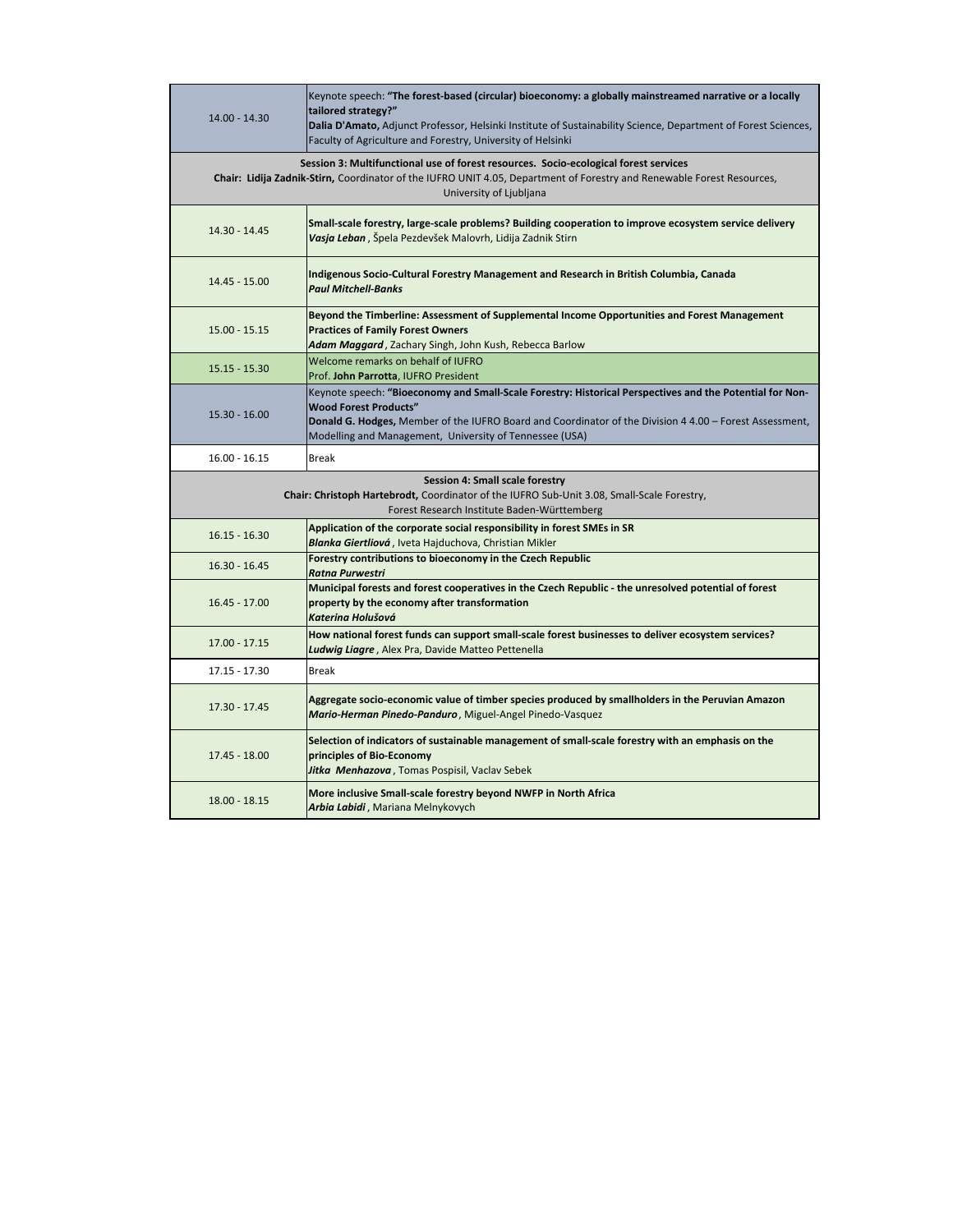| | |
|---|---|
| 14.00 - 14.30 | Keynote speech: **"The forest-based (circular) bioeconomy: a globally mainstreamed narrative or a locally tailored strategy?"**<br>**Dalia D'Amato,** Adjunct Professor, Helsinki Institute of Sustainability Science, Department of Forest Sciences, Faculty of Agriculture and Forestry, University of Helsinki |
| **Session 3: Multifunctional use of forest resources. Socio-ecological forest services**<br>**Chair: Lidija Zadnik-Stirn,** Coordinator of the IUFRO UNIT 4.05, Department of Forestry and Renewable Forest Resources, University of Ljubljana | |
| 14.30 - 14.45 | **Small-scale forestry, large-scale problems? Building cooperation to improve ecosystem service delivery**<br>***Vasja Leban*** , Špela Pezdevšek Malovrh, Lidija Zadnik Stirn |
| 14.45 - 15.00 | **Indigenous Socio-Cultural Forestry Management and Research in British Columbia, Canada**<br>***Paul Mitchell-Banks*** |
| 15.00 - 15.15 | **Beyond the Timberline: Assessment of Supplemental Income Opportunities and Forest Management Practices of Family Forest Owners**<br>***Adam Maggard*** , Zachary Singh, John Kush, Rebecca Barlow |
| 15.15 - 15.30 | Welcome remarks on behalf of IUFRO<br>Prof. **John Parrotta**, IUFRO President |
| 15.30 - 16.00 | Keynote speech: **"Bioeconomy and Small-Scale Forestry: Historical Perspectives and the Potential for Non-Wood Forest Products"**<br>**Donald G. Hodges,** Member of the IUFRO Board and Coordinator of the Division 4 4.00 – Forest Assessment, Modelling and Management, University of Tennessee (USA) |
| 16.00 - 16.15 | Break |
| **Session 4: Small scale forestry**<br>**Chair: Christoph Hartebrodt,** Coordinator of the IUFRO Sub-Unit 3.08, Small-Scale Forestry, Forest Research Institute Baden-Württemberg | |
| 16.15 - 16.30 | **Application of the corporate social responsibility in forest SMEs in SR**<br>***Blanka Giertliová*** , Iveta Hajduchova, Christian Mikler |
| 16.30 - 16.45 | **Forestry contributions to bioeconomy in the Czech Republic**<br>***Ratna Purwestri*** |
| 16.45 - 17.00 | **Municipal forests and forest cooperatives in the Czech Republic - the unresolved potential of forest property by the economy after transformation**<br>***Katerina Holušová*** |
| 17.00 - 17.15 | **How national forest funds can support small-scale forest businesses to deliver ecosystem services?**<br>***Ludwig Liagre*** , Alex Pra, Davide Matteo Pettenella |
| 17.15 - 17.30 | Break |
| 17.30 - 17.45 | **Aggregate socio-economic value of timber species produced by smallholders in the Peruvian Amazon**<br>***Mario-Herman Pinedo-Panduro*** , Miguel-Angel Pinedo-Vasquez |
| 17.45 - 18.00 | **Selection of indicators of sustainable management of small-scale forestry with an emphasis on the principles of Bio-Economy**<br>***Jitka Menhazova*** , Tomas Pospisil, Vaclav Sebek |
| 18.00 - 18.15 | **More inclusive Small-scale forestry beyond NWFP in North Africa**<br>***Arbia Labidi*** , Mariana Melnykovych |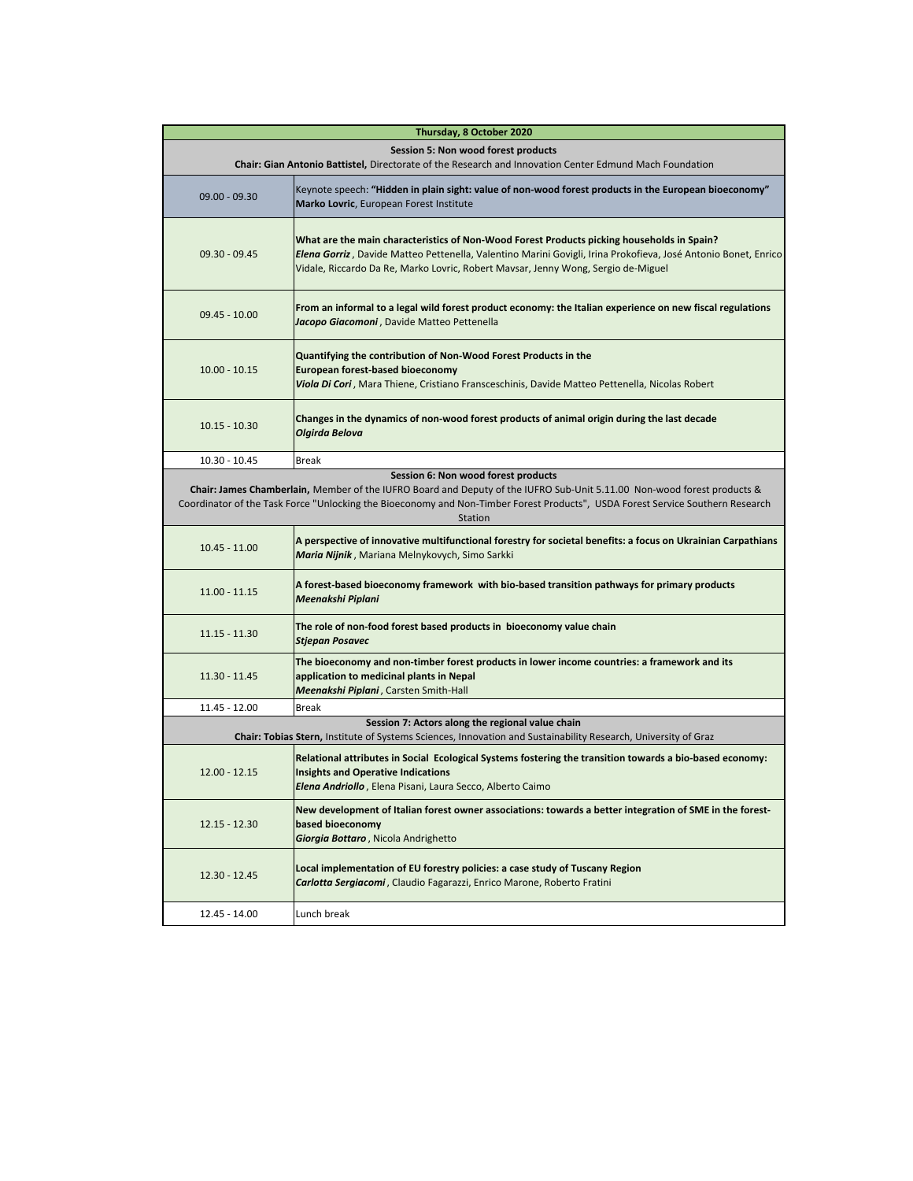| Thursday, 8 October 2020 | |
|---|---|
| **Session 5: Non wood forest products**<br>**Chair: Gian Antonio Battistel,** Directorate of the Research and Innovation Center Edmund Mach Foundation | |
| 09.00 - 09.30 | Keynote speech: **"Hidden in plain sight: value of non-wood forest products in the European bioeconomy"**<br>**Marko Lovric**, European Forest Institute |
| 09.30 - 09.45 | **What are the main characteristics of Non-Wood Forest Products picking households in Spain?**<br>***Elena Gorriz*** , Davide Matteo Pettenella, Valentino Marini Govigli, Irina Prokofieva, José Antonio Bonet, Enrico Vidale, Riccardo Da Re, Marko Lovric, Robert Mavsar, Jenny Wong, Sergio de-Miguel |
| 09.45 - 10.00 | **From an informal to a legal wild forest product economy: the Italian experience on new fiscal regulations**<br>***Jacopo Giacomoni*** , Davide Matteo Pettenella |
| 10.00 - 10.15 | **Quantifying the contribution of Non-Wood Forest Products in the European forest-based bioeconomy**<br>***Viola Di Cori*** , Mara Thiene, Cristiano Fransceschinis, Davide Matteo Pettenella, Nicolas Robert |
| 10.15 - 10.30 | **Changes in the dynamics of non-wood forest products of animal origin during the last decade**<br>***Olgirda Belova*** |
| 10.30 - 10.45 | Break |
| **Session 6: Non wood forest products**<br>**Chair: James Chamberlain,** Member of the IUFRO Board and Deputy of the IUFRO Sub-Unit 5.11.00 Non-wood forest products & Coordinator of the Task Force "Unlocking the Bioeconomy and Non-Timber Forest Products", USDA Forest Service Southern Research Station | |
| 10.45 - 11.00 | **A perspective of innovative multifunctional forestry for societal benefits: a focus on Ukrainian Carpathians**<br>***Maria Nijnik*** , Mariana Melnykovych, Simo Sarkki |
| 11.00 - 11.15 | **A forest-based bioeconomy framework with bio-based transition pathways for primary products**<br>***Meenakshi Piplani*** |
| 11.15 - 11.30 | **The role of non-food forest based products in bioeconomy value chain**<br>***Stjepan Posavec*** |
| 11.30 - 11.45 | **The bioeconomy and non-timber forest products in lower income countries: a framework and its application to medicinal plants in Nepal**<br>***Meenakshi Piplani*** , Carsten Smith-Hall |
| 11.45 - 12.00 | Break |
| **Session 7: Actors along the regional value chain**<br>**Chair: Tobias Stern,** Institute of Systems Sciences, Innovation and Sustainability Research, University of Graz | |
| 12.00 - 12.15 | **Relational attributes in Social Ecological Systems fostering the transition towards a bio-based economy: Insights and Operative Indications**<br>***Elena Andriollo*** , Elena Pisani, Laura Secco, Alberto Caimo |
| 12.15 - 12.30 | **New development of Italian forest owner associations: towards a better integration of SME in the forest-based bioeconomy**<br>***Giorgia Bottaro*** , Nicola Andrighetto |
| 12.30 - 12.45 | **Local implementation of EU forestry policies: a case study of Tuscany Region**<br>***Carlotta Sergiacomi*** , Claudio Fagarazzi, Enrico Marone, Roberto Fratini |
| 12.45 - 14.00 | Lunch break |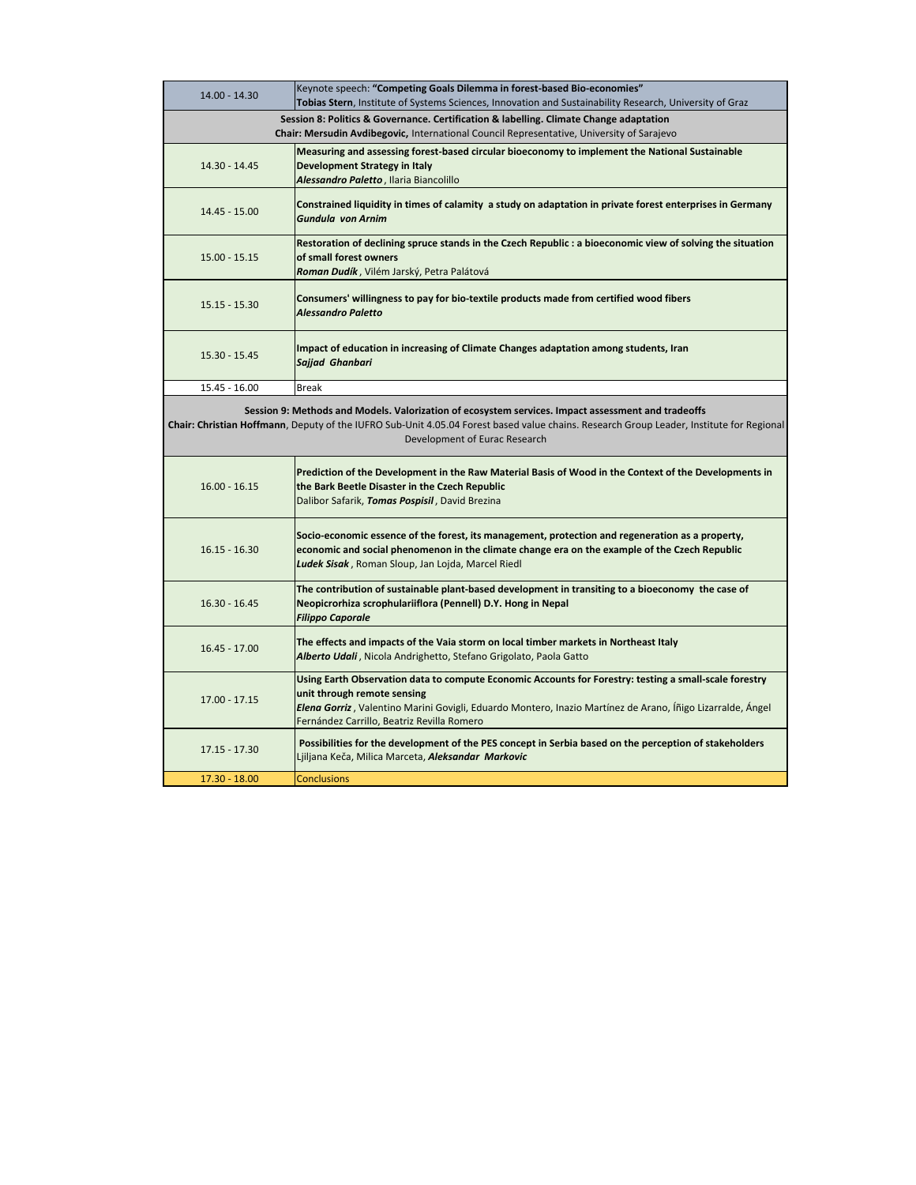| | |
|---|---|
| 14.00 - 14.30 | Keynote speech: **"Competing Goals Dilemma in forest-based Bio-economies"**<br>**Tobias Stern**, Institute of Systems Sciences, Innovation and Sustainability Research, University of Graz |
| **Session 8: Politics & Governance. Certification & labelling. Climate Change adaptation**<br>**Chair: Mersudin Avdibegovic,** International Council Representative, University of Sarajevo | |
| 14.30 - 14.45 | **Measuring and assessing forest-based circular bioeconomy to implement the National Sustainable Development Strategy in Italy**<br>***Alessandro Paletto*** , Ilaria Biancolillo |
| 14.45 - 15.00 | **Constrained liquidity in times of calamity a study on adaptation in private forest enterprises in Germany**<br>***Gundula von Arnim*** |
| 15.00 - 15.15 | **Restoration of declining spruce stands in the Czech Republic : a bioeconomic view of solving the situation of small forest owners**<br>***Roman Dudík*** , Vilém Jarský, Petra Palátová |
| 15.15 - 15.30 | **Consumers' willingness to pay for bio-textile products made from certified wood fibers**<br>***Alessandro Paletto*** |
| 15.30 - 15.45 | **Impact of education in increasing of Climate Changes adaptation among students, Iran**<br>***Sajjad Ghanbari*** |
| 15.45 - 16.00 | Break |
| **Session 9: Methods and Models. Valorization of ecosystem services. Impact assessment and tradeoffs**<br>**Chair: Christian Hoffmann**, Deputy of the IUFRO Sub-Unit 4.05.04 Forest based value chains. Research Group Leader, Institute for Regional Development of Eurac Research | |
| 16.00 - 16.15 | **Prediction of the Development in the Raw Material Basis of Wood in the Context of the Developments in the Bark Beetle Disaster in the Czech Republic**<br>Dalibor Safarik, ***Tomas Pospisil*** , David Brezina |
| 16.15 - 16.30 | **Socio-economic essence of the forest, its management, protection and regeneration as a property, economic and social phenomenon in the climate change era on the example of the Czech Republic**<br>***Ludek Sisak*** , Roman Sloup, Jan Lojda, Marcel Riedl |
| 16.30 - 16.45 | **The contribution of sustainable plant-based development in transiting to a bioeconomy the case of Neopicrorhiza scrophulariiflora (Pennell) D.Y. Hong in Nepal**<br>***Filippo Caporale*** |
| 16.45 - 17.00 | **The effects and impacts of the Vaia storm on local timber markets in Northeast Italy**<br>***Alberto Udali*** , Nicola Andrighetto, Stefano Grigolato, Paola Gatto |
| 17.00 - 17.15 | **Using Earth Observation data to compute Economic Accounts for Forestry: testing a small-scale forestry unit through remote sensing**<br>***Elena Gorriz*** , Valentino Marini Govigli, Eduardo Montero, Inazio Martínez de Arano, Íñigo Lizarralde, Ángel Fernández Carrillo, Beatriz Revilla Romero |
| 17.15 - 17.30 | **Possibilities for the development of the PES concept in Serbia based on the perception of stakeholders**<br>Ljiljana Keča, Milica Marceta, ***Aleksandar Markovic*** |
| 17.30 - 18.00 | Conclusions |